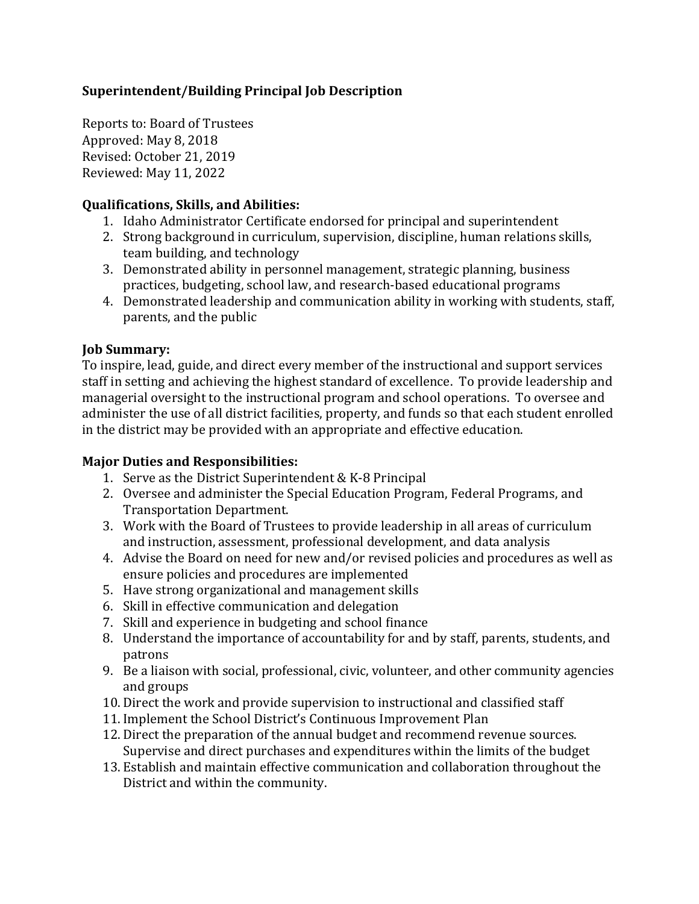**Superintendent/Building Principal Job Description**

Reports to: Board of Trustees
Approved: May 8, 2018
Revised: October 21, 2019
Reviewed: May 11, 2022

**Qualifications, Skills, and Abilities:**

1. Idaho Administrator Certificate endorsed for principal and superintendent
2. Strong background in curriculum, supervision, discipline, human relations skills, team building, and technology
3. Demonstrated ability in personnel management, strategic planning, business practices, budgeting, school law, and research-based educational programs
4. Demonstrated leadership and communication ability in working with students, staff, parents, and the public

**Job Summary:**
To inspire, lead, guide, and direct every member of the instructional and support services staff in setting and achieving the highest standard of excellence. To provide leadership and managerial oversight to the instructional program and school operations. To oversee and administer the use of all district facilities, property, and funds so that each student enrolled in the district may be provided with an appropriate and effective education.

**Major Duties and Responsibilities:**

1. Serve as the District Superintendent & K-8 Principal
2. Oversee and administer the Special Education Program, Federal Programs, and Transportation Department.
3. Work with the Board of Trustees to provide leadership in all areas of curriculum and instruction, assessment, professional development, and data analysis
4. Advise the Board on need for new and/or revised policies and procedures as well as ensure policies and procedures are implemented
5. Have strong organizational and management skills
6. Skill in effective communication and delegation
7. Skill and experience in budgeting and school finance
8. Understand the importance of accountability for and by staff, parents, students, and patrons
9. Be a liaison with social, professional, civic, volunteer, and other community agencies and groups
10. Direct the work and provide supervision to instructional and classified staff
11. Implement the School District's Continuous Improvement Plan
12. Direct the preparation of the annual budget and recommend revenue sources. Supervise and direct purchases and expenditures within the limits of the budget
13. Establish and maintain effective communication and collaboration throughout the District and within the community.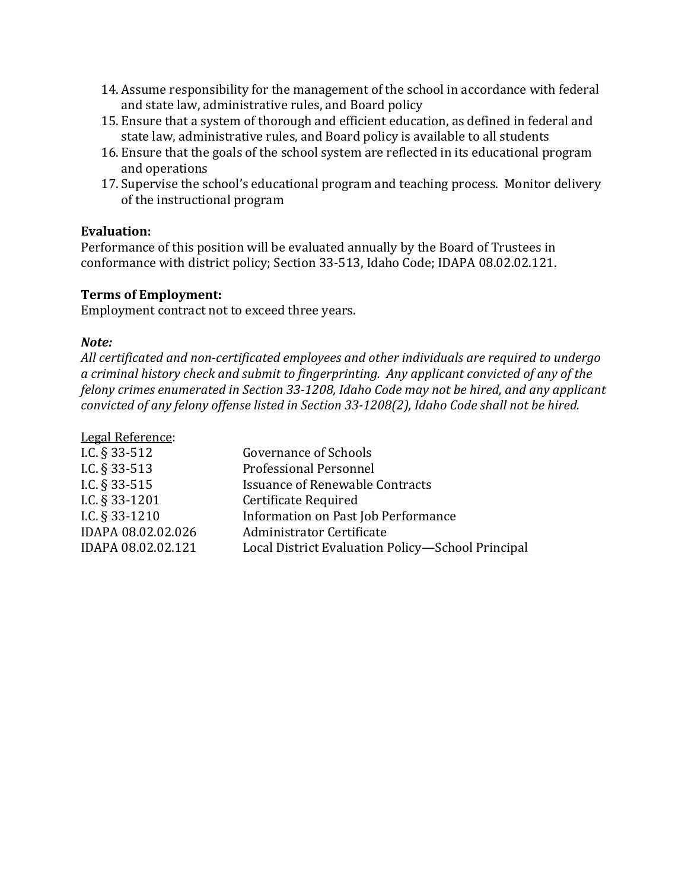14. Assume responsibility for the management of the school in accordance with federal and state law, administrative rules, and Board policy
15. Ensure that a system of thorough and efficient education, as defined in federal and state law, administrative rules, and Board policy is available to all students
16. Ensure that the goals of the school system are reflected in its educational program and operations
17. Supervise the school's educational program and teaching process. Monitor delivery of the instructional program

**Evaluation:**
Performance of this position will be evaluated annually by the Board of Trustees in conformance with district policy; Section 33-513, Idaho Code; IDAPA 08.02.02.121.

**Terms of Employment:**
Employment contract not to exceed three years.

***Note:***
*All certificated and non-certificated employees and other individuals are required to undergo a criminal history check and submit to fingerprinting. Any applicant convicted of any of the felony crimes enumerated in Section 33-1208, Idaho Code may not be hired, and any applicant convicted of any felony offense listed in Section 33-1208(2), Idaho Code shall not be hired.*

<u>Legal Reference</u>:

| | |
|---|---|
| I.C. § 33-512 | Governance of Schools |
| I.C. § 33-513 | Professional Personnel |
| I.C. § 33-515 | Issuance of Renewable Contracts |
| I.C. § 33-1201 | Certificate Required |
| I.C. § 33-1210 | Information on Past Job Performance |
| IDAPA 08.02.02.026 | Administrator Certificate |
| IDAPA 08.02.02.121 | Local District Evaluation Policy—School Principal |